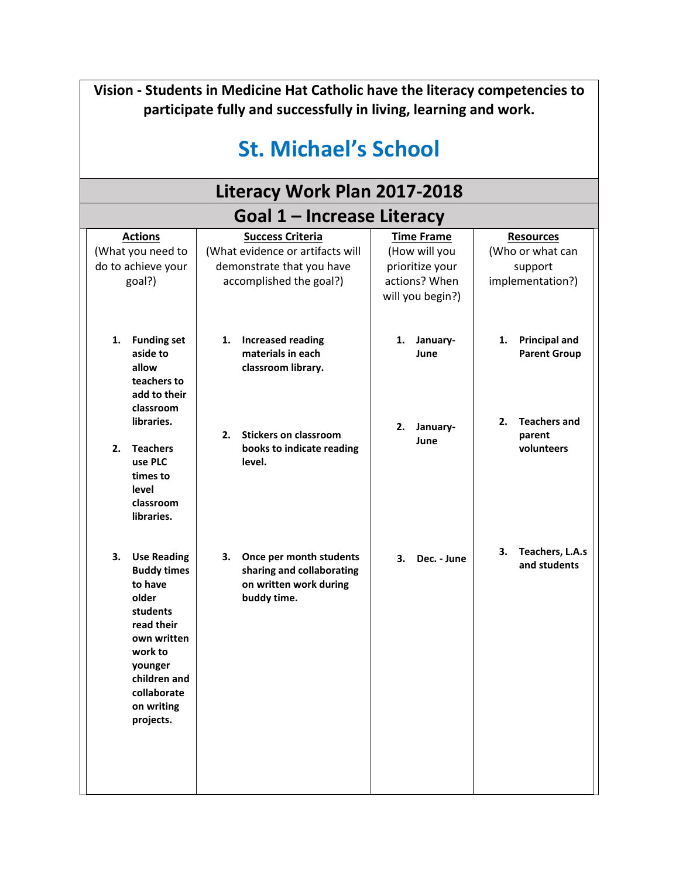**Vision - Students in Medicine Hat Catholic have the literacy competencies to participate fully and successfully in living, learning and work.**

# St. Michael's School

## Literacy Work Plan 2017-2018

## Goal 1 – Increase Literacy

| **Actions**<br>(What you need to do to achieve your goal?) | **Success Criteria**<br>(What evidence or artifacts will demonstrate that you have accomplished the goal?) | **Time Frame**<br>(How will you prioritize your actions? When will you begin?) | **Resources**<br>(Who or what can support implementation?) |
|---|---|---|---|
| 1. **Funding set aside to allow teachers to add to their classroom libraries.** | 1. **Increased reading materials in each classroom library.** | 1. **January-June** | 1. **Principal and Parent Group** |
| 2. **Teachers use PLC times to level classroom libraries.** | 2. **Stickers on classroom books to indicate reading level.** | 2. **January-June** | 2. **Teachers and parent volunteers** |
| 3. **Use Reading Buddy times to have older students read their own written work to younger children and collaborate on writing projects.** | 3. **Once per month students sharing and collaborating on written work during buddy time.** | 3. **Dec. - June** | 3. **Teachers, L.A.s and students** |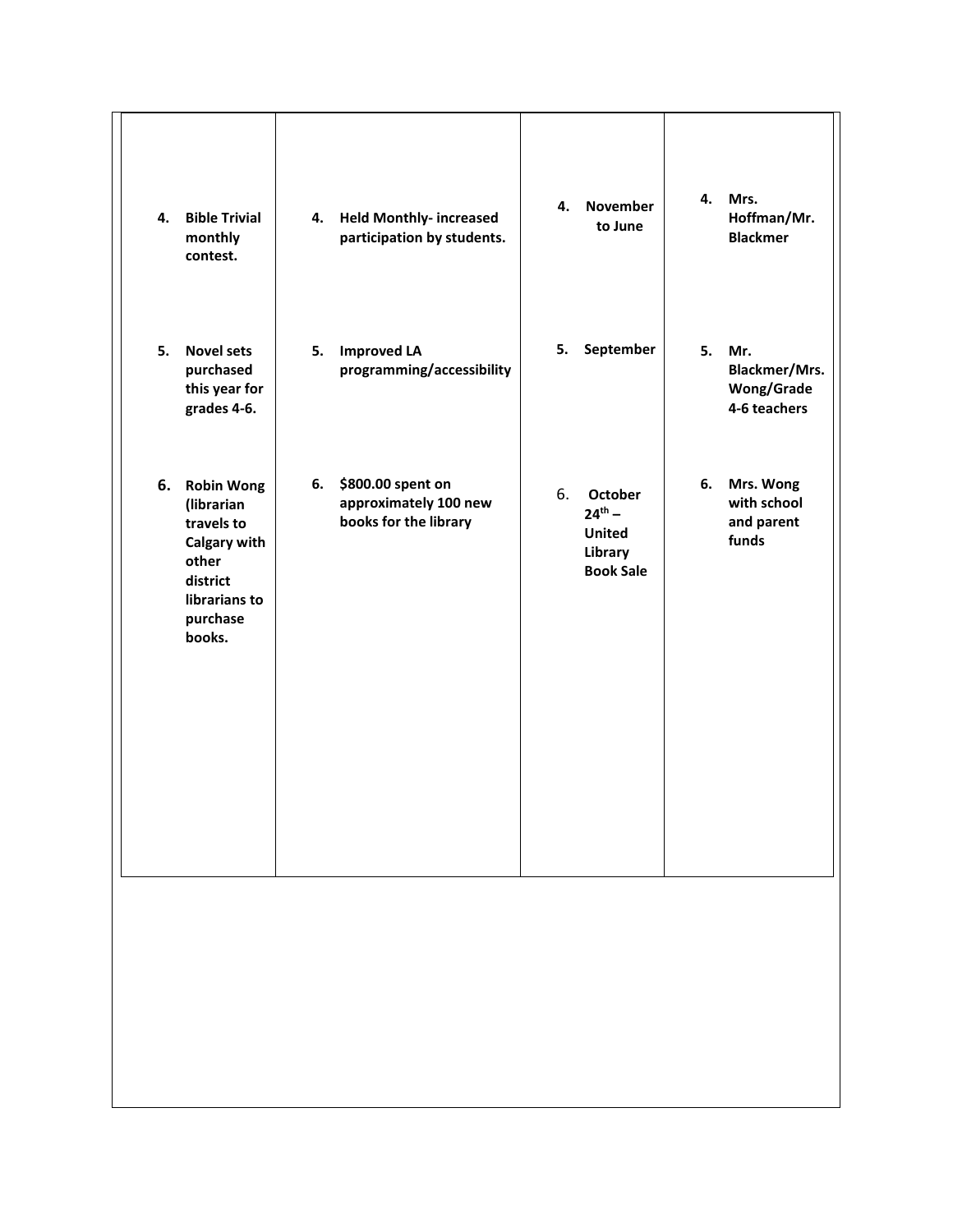| | | | |
|---|---|---|---|
| 4. **Bible Trivial monthly contest.** | 4. **Held Monthly- increased participation by students.** | 4. **November to June** | 4. **Mrs. Hoffman/Mr. Blackmer** |
| 5. **Novel sets purchased this year for grades 4-6.** | 5. **Improved LA programming/accessibility** | 5. **September** | 5. **Mr. Blackmer/Mrs. Wong/Grade 4-6 teachers** |
| 6. **Robin Wong (librarian travels to Calgary with other district librarians to purchase books.** | 6. **$800.00 spent on approximately 100 new books for the library** | 6. **October 24th – United Library Book Sale** | 6. **Mrs. Wong with school and parent funds** |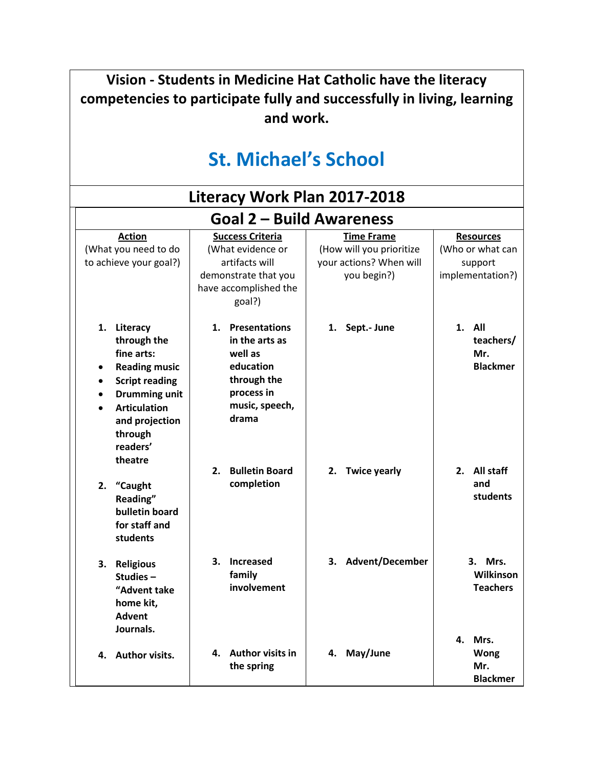**Vision - Students in Medicine Hat Catholic have the literacy competencies to participate fully and successfully in living, learning and work.**

# St. Michael's School

## Literacy Work Plan 2017-2018

## Goal 2 – Build Awareness

| **Action** (What you need to do to achieve your goal?) | **Success Criteria** (What evidence or artifacts will demonstrate that you have accomplished the goal?) | **Time Frame** (How will you prioritize your actions? When will you begin?) | **Resources** (Who or what can support implementation?) |
|---|---|---|---|
| **1. Literacy through the fine arts:** <br> • **Reading music** <br> • **Script reading** <br> • **Drumming unit** <br> • **Articulation and projection through readers' theatre** | **1. Presentations in the arts as well as education through the process in music, speech, drama** | **1. Sept.- June** | **1. All teachers/ Mr. Blackmer** |
| **2. "Caught Reading" bulletin board for staff and students** | **2. Bulletin Board completion** | **2. Twice yearly** | **2. All staff and students** |
| **3. Religious Studies – "Advent take home kit, Advent Journals.** | **3. Increased family involvement** | **3. Advent/December** | **3. Mrs. Wilkinson Teachers** |
| **4. Author visits.** | **4. Author visits in the spring** | **4. May/June** | **4. Mrs. Wong Mr. Blackmer** |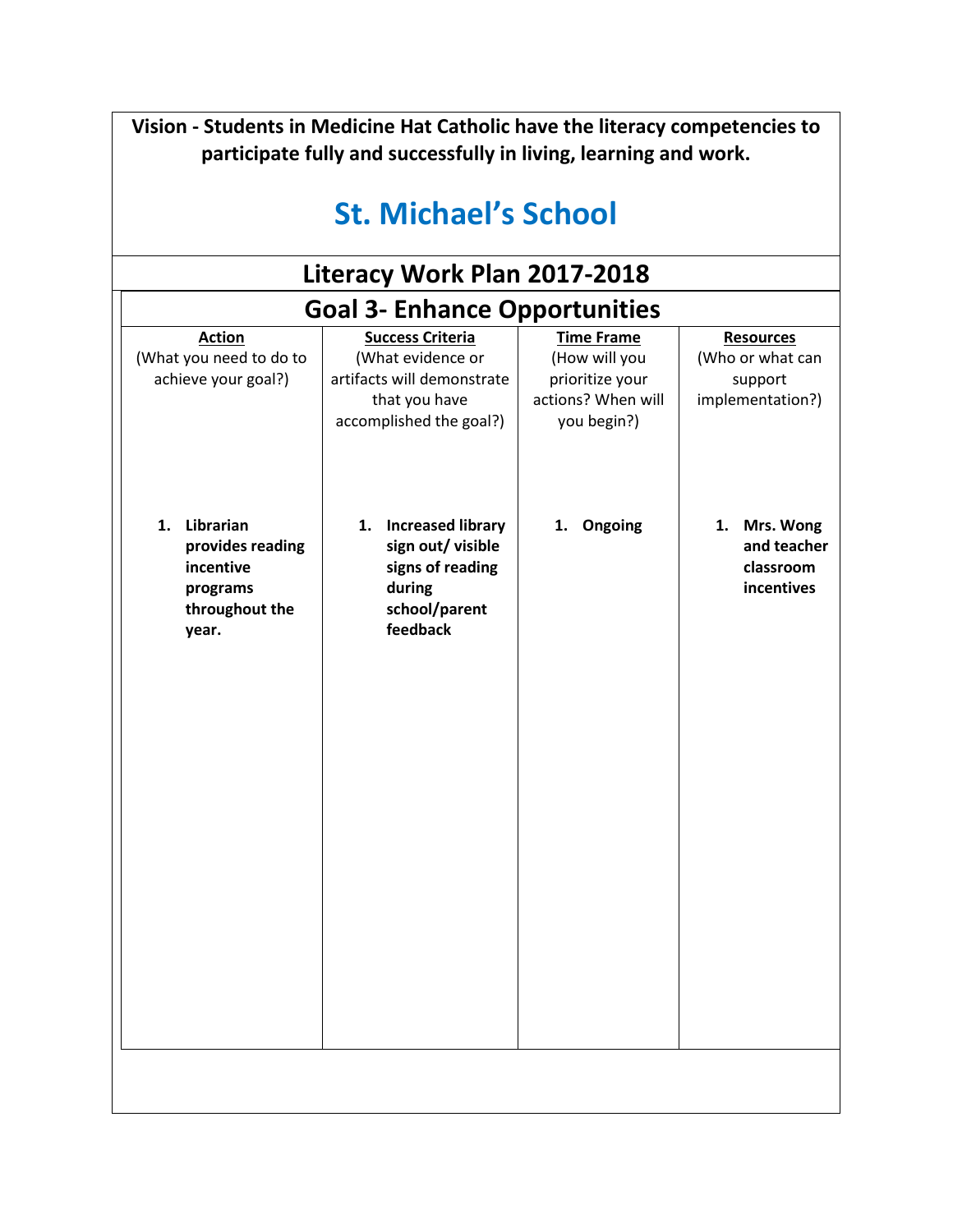**Vision - Students in Medicine Hat Catholic have the literacy competencies to participate fully and successfully in living, learning and work.**

# St. Michael's School

## Literacy Work Plan 2017-2018

## Goal 3- Enhance Opportunities

| **Action** (What you need to do to achieve your goal?) | **Success Criteria** (What evidence or artifacts will demonstrate that you have accomplished the goal?) | **Time Frame** (How will you prioritize your actions? When will you begin?) | **Resources** (Who or what can support implementation?) |
|---|---|---|---|
| **1. Librarian provides reading incentive programs throughout the year.** | **1. Increased library sign out/ visible signs of reading during school/parent feedback** | **1. Ongoing** | **1. Mrs. Wong and teacher classroom incentives** |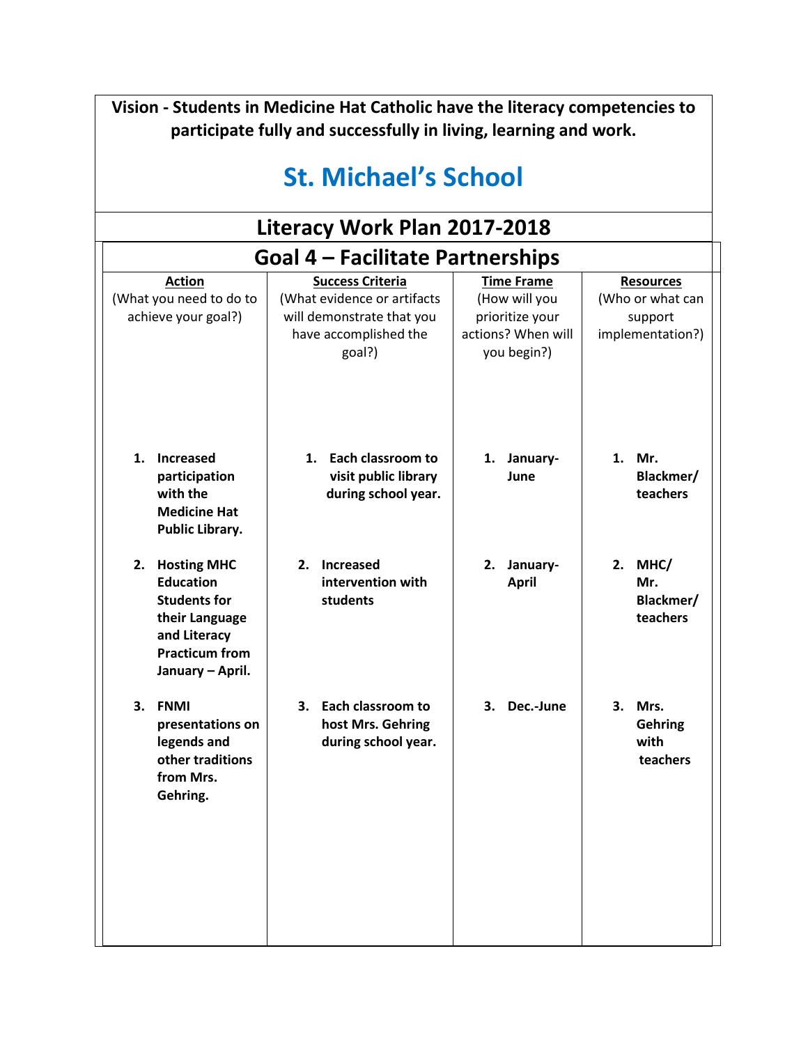**Vision - Students in Medicine Hat Catholic have the literacy competencies to participate fully and successfully in living, learning and work.**

# St. Michael's School

## Literacy Work Plan 2017-2018

## Goal 4 – Facilitate Partnerships

| <u>Action</u> (What you need to do to achieve your goal?) | <u>Success Criteria</u> (What evidence or artifacts will demonstrate that you have accomplished the goal?) | <u>Time Frame</u> (How will you prioritize your actions? When will you begin?) | <u>Resources</u> (Who or what can support implementation?) |
|---|---|---|---|
| **1. Increased participation with the Medicine Hat Public Library.** | **1. Each classroom to visit public library during school year.** | **1. January-June** | **1. Mr. Blackmer/ teachers** |
| **2. Hosting MHC Education Students for their Language and Literacy Practicum from January – April.** | **2. Increased intervention with students** | **2. January-April** | **2. MHC/ Mr. Blackmer/ teachers** |
| **3. FNMI presentations on legends and other traditions from Mrs. Gehring.** | **3. Each classroom to host Mrs. Gehring during school year.** | **3. Dec.-June** | **3. Mrs. Gehring with teachers** |